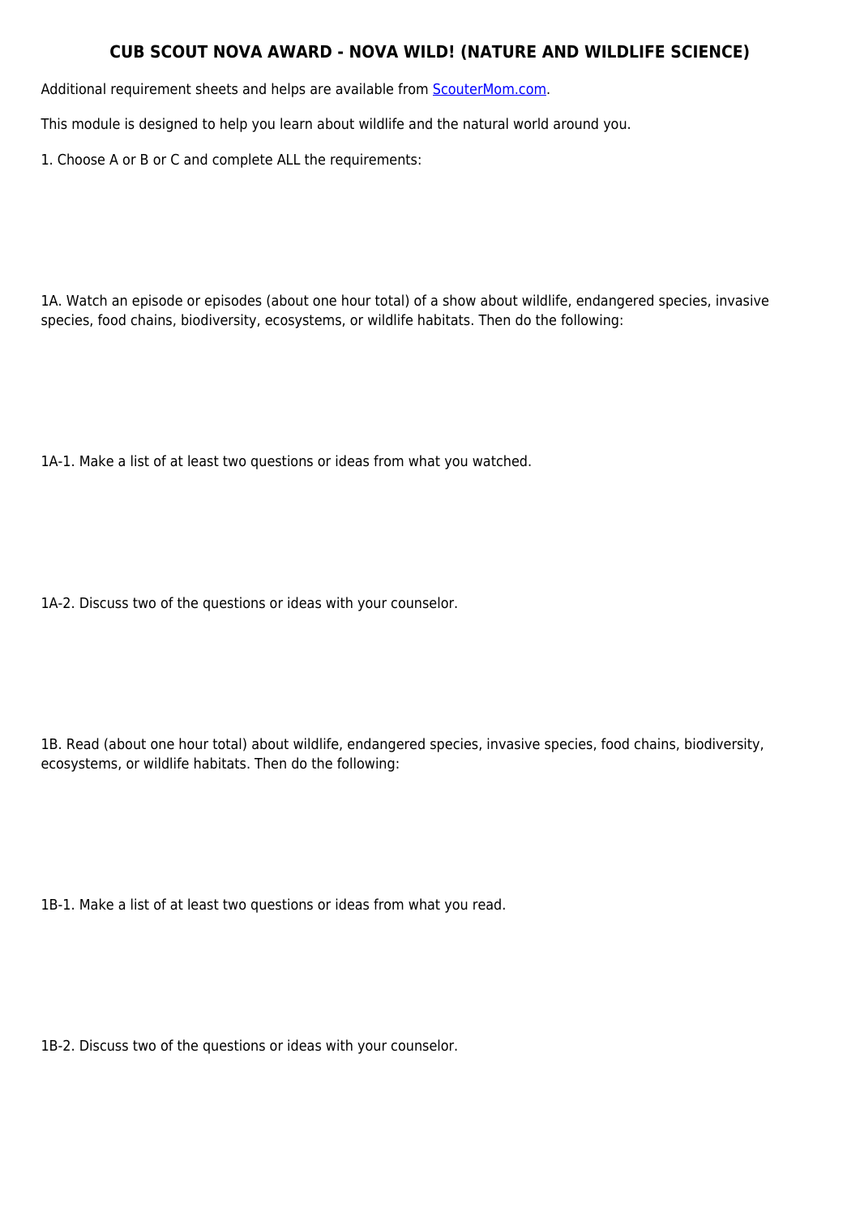# CUB SCOUT NOVA AWARD - NOVA WILD! (NATURE AND WILDLIFE SCIENCE)

Additional requirement sheets and helps are available from [ScouterMom.com](ScouterMom.com).

This module is designed to help you learn about wildlife and the natural world around you.

1. Choose A or B or C and complete ALL the requirements:

1A. Watch an episode or episodes (about one hour total) of a show about wildlife, endangered species, invasive species, food chains, biodiversity, ecosystems, or wildlife habitats. Then do the following:

1A-1. Make a list of at least two questions or ideas from what you watched.

1A-2. Discuss two of the questions or ideas with your counselor.

1B. Read (about one hour total) about wildlife, endangered species, invasive species, food chains, biodiversity, ecosystems, or wildlife habitats. Then do the following:

1B-1. Make a list of at least two questions or ideas from what you read.

1B-2. Discuss two of the questions or ideas with your counselor.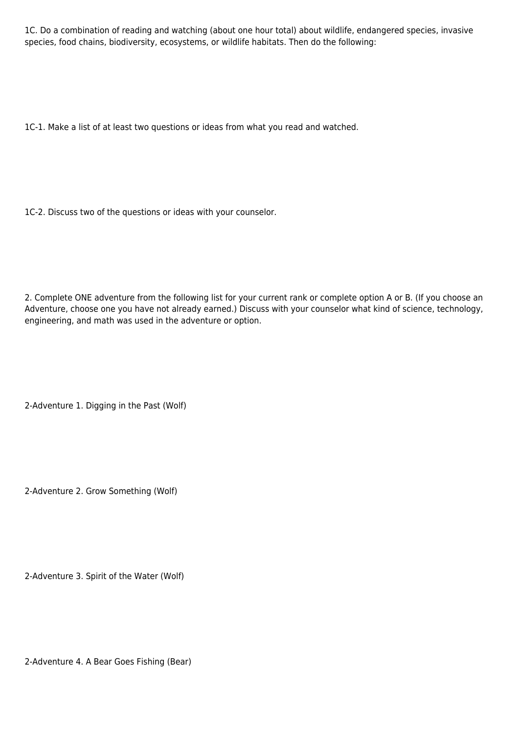1C. Do a combination of reading and watching (about one hour total) about wildlife, endangered species, invasive species, food chains, biodiversity, ecosystems, or wildlife habitats. Then do the following:

1C-1. Make a list of at least two questions or ideas from what you read and watched.

1C-2. Discuss two of the questions or ideas with your counselor.

2. Complete ONE adventure from the following list for your current rank or complete option A or B. (If you choose an Adventure, choose one you have not already earned.) Discuss with your counselor what kind of science, technology, engineering, and math was used in the adventure or option.

2-Adventure 1. Digging in the Past (Wolf)

2-Adventure 2. Grow Something (Wolf)

2-Adventure 3. Spirit of the Water (Wolf)

2-Adventure 4. A Bear Goes Fishing (Bear)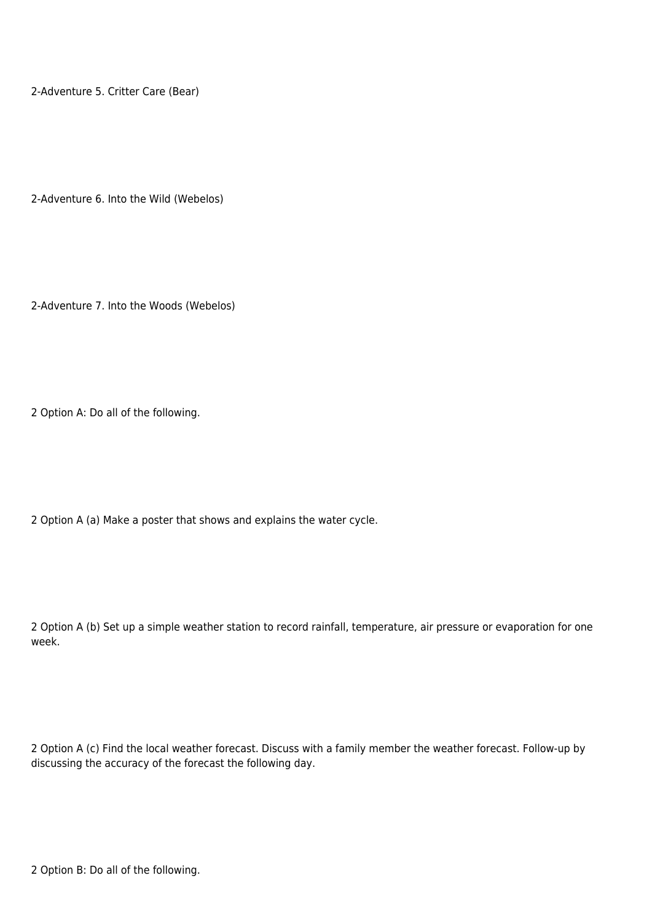2-Adventure 5. Critter Care (Bear)

2-Adventure 6. Into the Wild (Webelos)

2-Adventure 7. Into the Woods (Webelos)

2 Option A: Do all of the following.

2 Option A (a) Make a poster that shows and explains the water cycle.

2 Option A (b) Set up a simple weather station to record rainfall, temperature, air pressure or evaporation for one week.

2 Option A (c) Find the local weather forecast. Discuss with a family member the weather forecast. Follow-up by discussing the accuracy of the forecast the following day.

2 Option B: Do all of the following.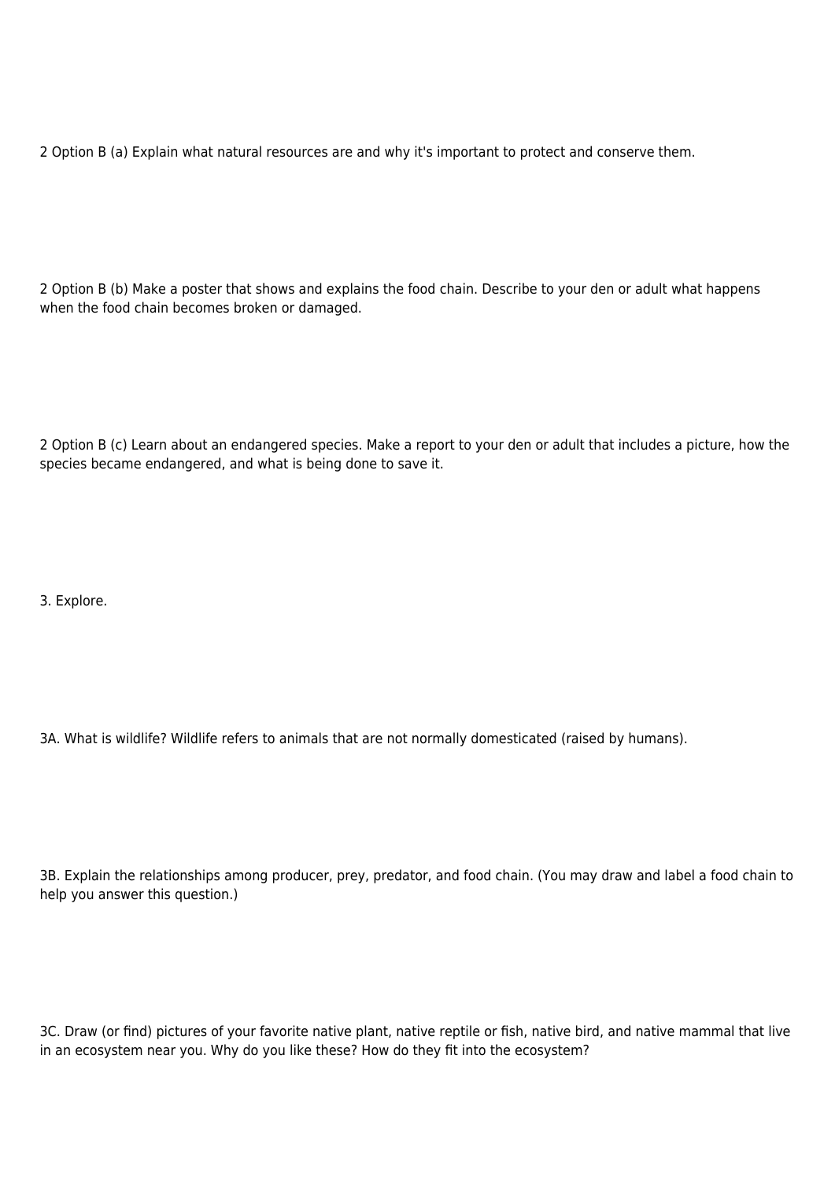2 Option B (a) Explain what natural resources are and why it's important to protect and conserve them.

2 Option B (b) Make a poster that shows and explains the food chain. Describe to your den or adult what happens when the food chain becomes broken or damaged.

2 Option B (c) Learn about an endangered species. Make a report to your den or adult that includes a picture, how the species became endangered, and what is being done to save it.

3. Explore.

3A. What is wildlife? Wildlife refers to animals that are not normally domesticated (raised by humans).

3B. Explain the relationships among producer, prey, predator, and food chain. (You may draw and label a food chain to help you answer this question.)

3C. Draw (or find) pictures of your favorite native plant, native reptile or fish, native bird, and native mammal that live in an ecosystem near you. Why do you like these? How do they fit into the ecosystem?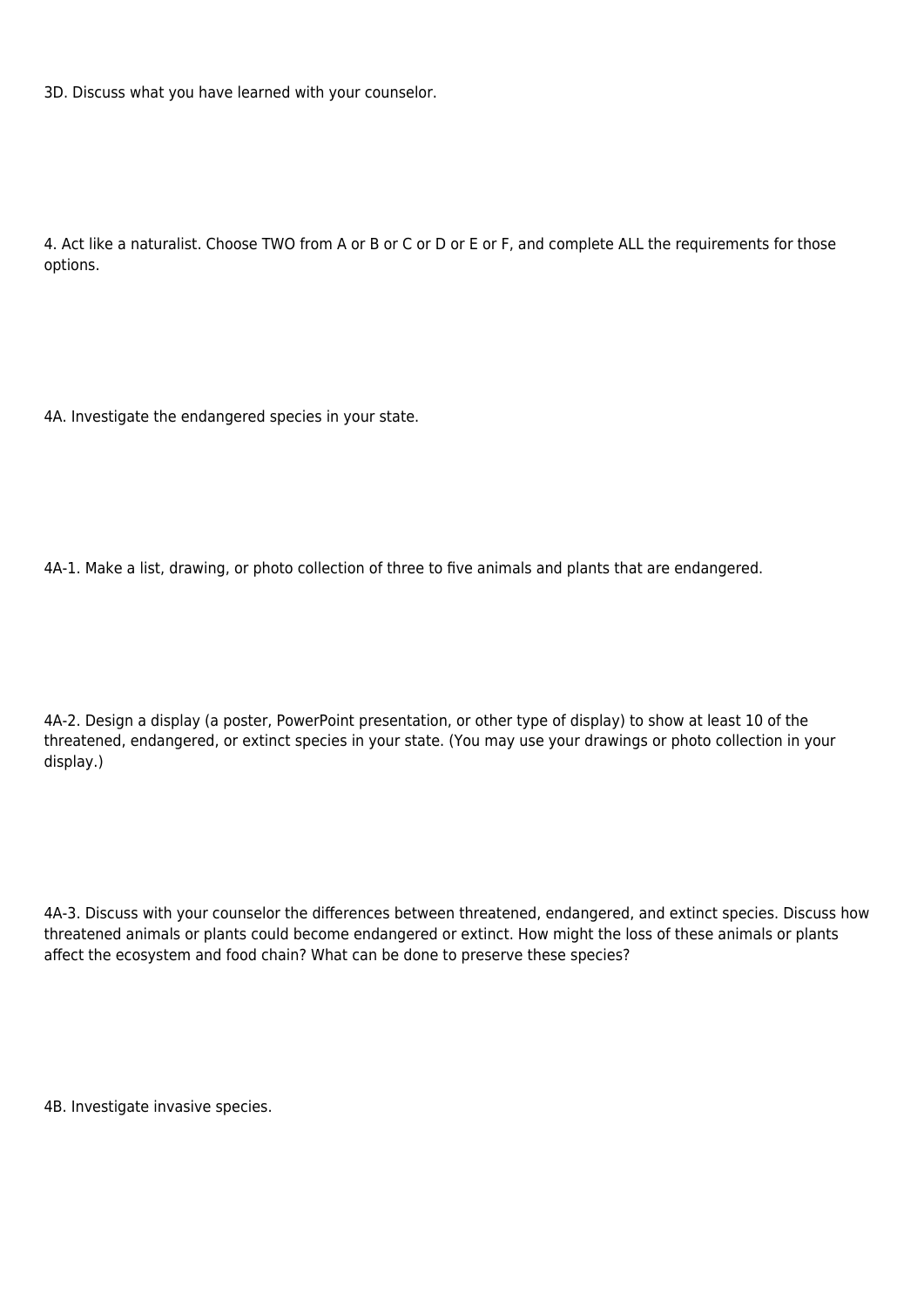3D. Discuss what you have learned with your counselor.

4. Act like a naturalist. Choose TWO from A or B or C or D or E or F, and complete ALL the requirements for those options.

4A. Investigate the endangered species in your state.

4A-1. Make a list, drawing, or photo collection of three to five animals and plants that are endangered.

4A-2. Design a display (a poster, PowerPoint presentation, or other type of display) to show at least 10 of the threatened, endangered, or extinct species in your state. (You may use your drawings or photo collection in your display.)

4A-3. Discuss with your counselor the differences between threatened, endangered, and extinct species. Discuss how threatened animals or plants could become endangered or extinct. How might the loss of these animals or plants affect the ecosystem and food chain? What can be done to preserve these species?

4B. Investigate invasive species.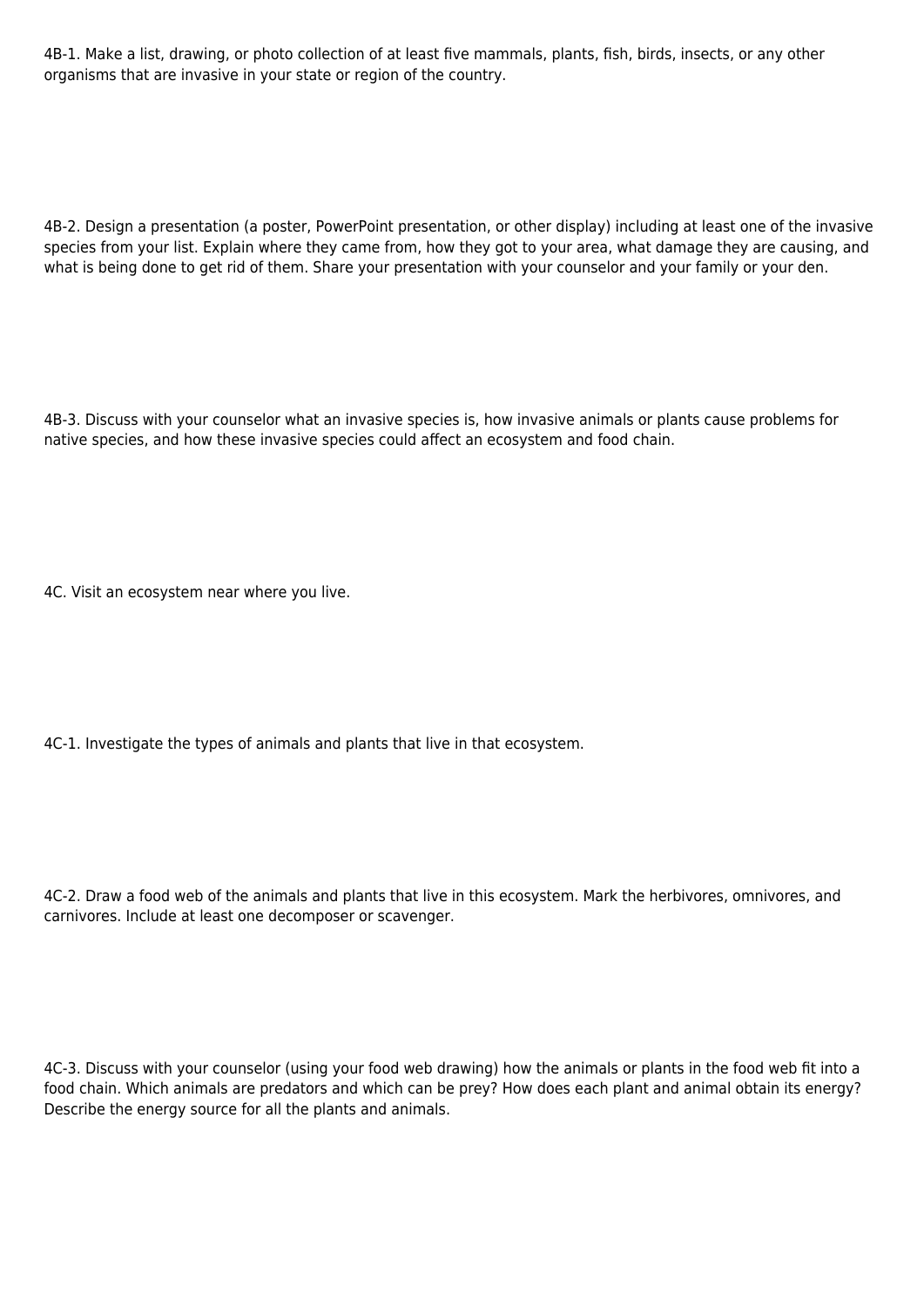4B-1. Make a list, drawing, or photo collection of at least five mammals, plants, fish, birds, insects, or any other organisms that are invasive in your state or region of the country.

4B-2. Design a presentation (a poster, PowerPoint presentation, or other display) including at least one of the invasive species from your list. Explain where they came from, how they got to your area, what damage they are causing, and what is being done to get rid of them. Share your presentation with your counselor and your family or your den.

4B-3. Discuss with your counselor what an invasive species is, how invasive animals or plants cause problems for native species, and how these invasive species could affect an ecosystem and food chain.

4C. Visit an ecosystem near where you live.

4C-1. Investigate the types of animals and plants that live in that ecosystem.

4C-2. Draw a food web of the animals and plants that live in this ecosystem. Mark the herbivores, omnivores, and carnivores. Include at least one decomposer or scavenger.

4C-3. Discuss with your counselor (using your food web drawing) how the animals or plants in the food web fit into a food chain. Which animals are predators and which can be prey? How does each plant and animal obtain its energy? Describe the energy source for all the plants and animals.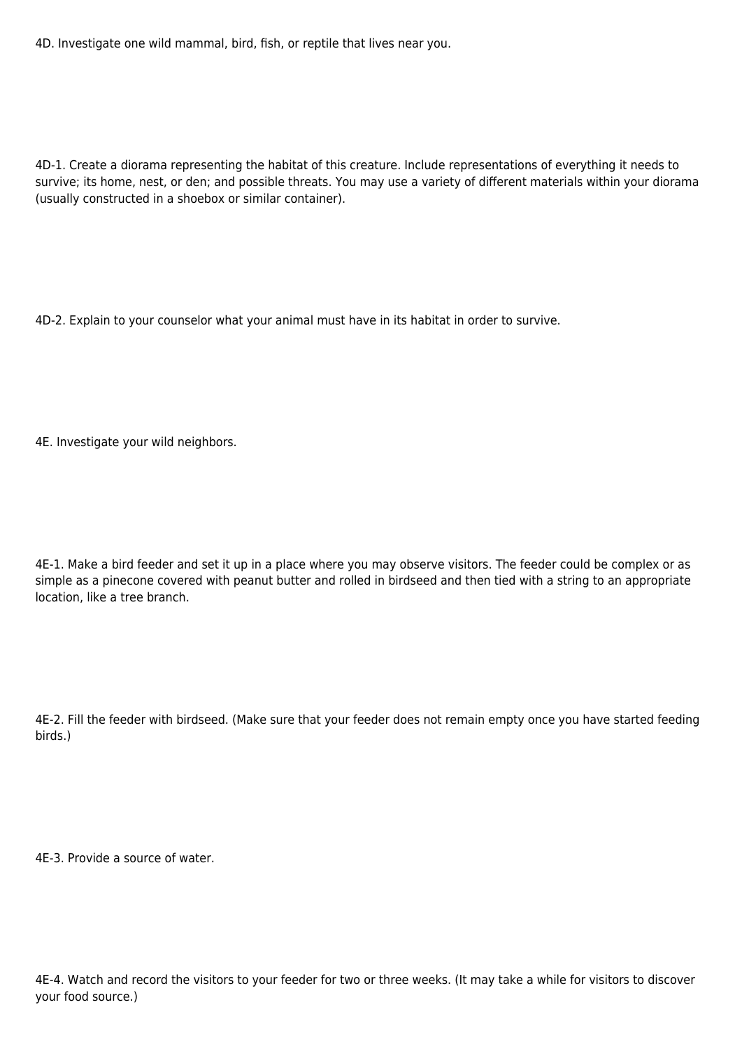4D. Investigate one wild mammal, bird, fish, or reptile that lives near you.

4D-1. Create a diorama representing the habitat of this creature. Include representations of everything it needs to survive; its home, nest, or den; and possible threats. You may use a variety of different materials within your diorama (usually constructed in a shoebox or similar container).

4D-2. Explain to your counselor what your animal must have in its habitat in order to survive.

4E. Investigate your wild neighbors.

4E-1. Make a bird feeder and set it up in a place where you may observe visitors. The feeder could be complex or as simple as a pinecone covered with peanut butter and rolled in birdseed and then tied with a string to an appropriate location, like a tree branch.

4E-2. Fill the feeder with birdseed. (Make sure that your feeder does not remain empty once you have started feeding birds.)

4E-3. Provide a source of water.

4E-4. Watch and record the visitors to your feeder for two or three weeks. (It may take a while for visitors to discover your food source.)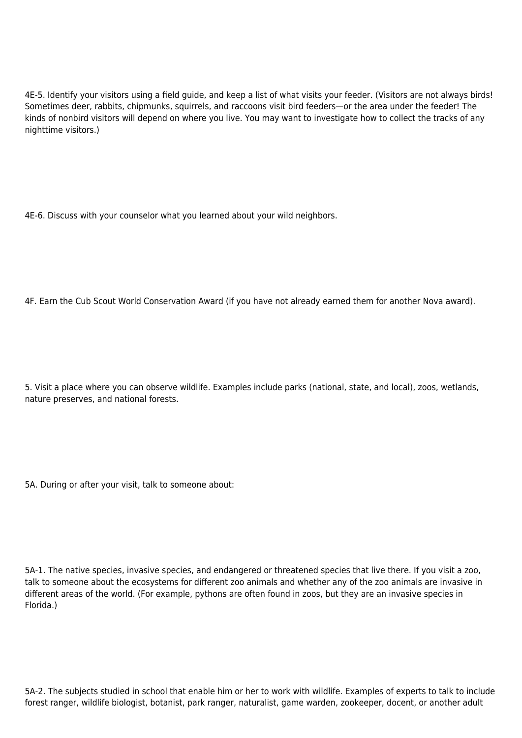4E-5. Identify your visitors using a field guide, and keep a list of what visits your feeder. (Visitors are not always birds! Sometimes deer, rabbits, chipmunks, squirrels, and raccoons visit bird feeders—or the area under the feeder! The kinds of nonbird visitors will depend on where you live. You may want to investigate how to collect the tracks of any nighttime visitors.)

4E-6. Discuss with your counselor what you learned about your wild neighbors.

4F. Earn the Cub Scout World Conservation Award (if you have not already earned them for another Nova award).

5. Visit a place where you can observe wildlife. Examples include parks (national, state, and local), zoos, wetlands, nature preserves, and national forests.

5A. During or after your visit, talk to someone about:

5A-1. The native species, invasive species, and endangered or threatened species that live there. If you visit a zoo, talk to someone about the ecosystems for different zoo animals and whether any of the zoo animals are invasive in different areas of the world. (For example, pythons are often found in zoos, but they are an invasive species in Florida.)

5A-2. The subjects studied in school that enable him or her to work with wildlife. Examples of experts to talk to include forest ranger, wildlife biologist, botanist, park ranger, naturalist, game warden, zookeeper, docent, or another adult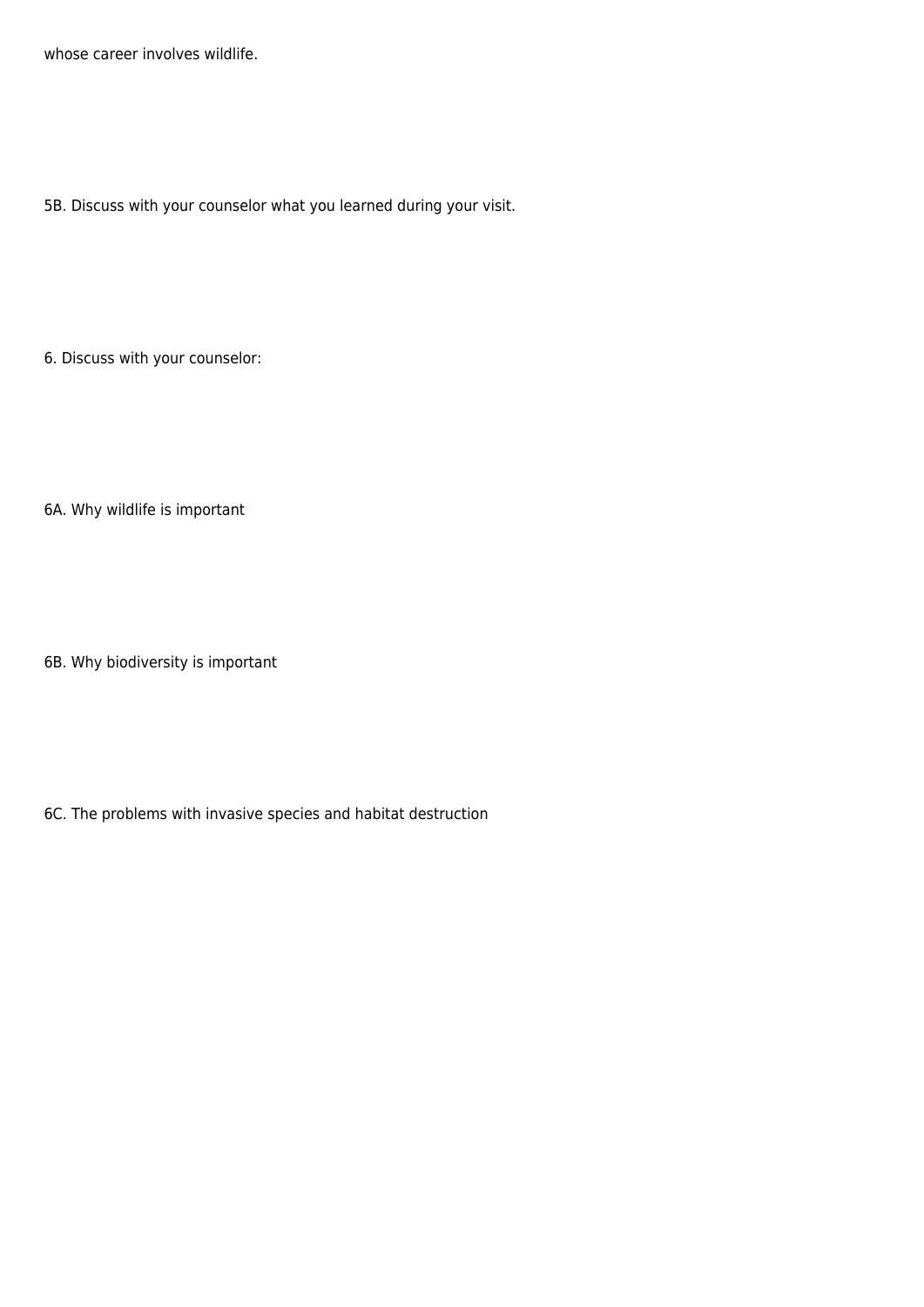whose career involves wildlife.

5B. Discuss with your counselor what you learned during your visit.

6. Discuss with your counselor:

6A. Why wildlife is important

6B. Why biodiversity is important

6C. The problems with invasive species and habitat destruction